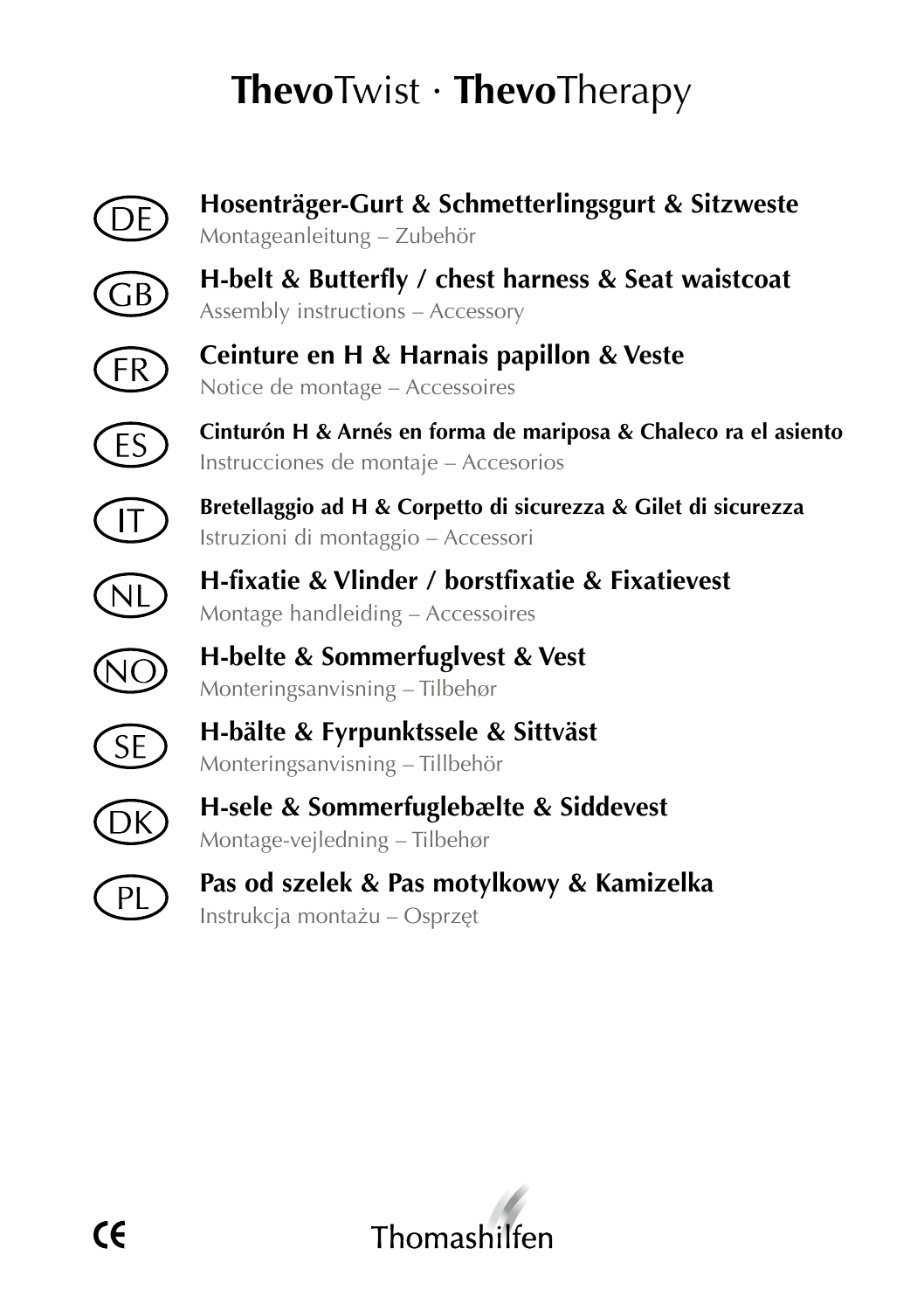# **Thevo**Twist · **Thevo**Therapy

DE **Hosenträger-Gurt & Schmetterlingsgurt & Sitzweste**
Montageanleitung – Zubehör

GB **H-belt & Butterfly / chest harness & Seat waistcoat**
Assembly instructions – Accessory

FR **Ceinture en H & Harnais papillon & Veste**
Notice de montage – Accessoires

ES **Cinturón H & Arnés en forma de mariposa & Chaleco ra el asiento**
Instrucciones de montaje – Accesorios

IT **Bretellaggio ad H & Corpetto di sicurezza & Gilet di sicurezza**
Istruzioni di montaggio – Accessori

NL **H-fixatie & Vlinder / borstfixatie & Fixatievest**
Montage handleiding – Accessoires

NO **H-belte & Sommerfuglvest & Vest**
Monteringsanvisning – Tilbehør

SE **H-bälte & Fyrpunktssele & Sittväst**
Monteringsanvisning – Tillbehör

DK **H-sele & Sommerfuglebælte & Siddevest**
Montage-vejledning – Tilbehør

PL **Pas od szelek & Pas motylkowy & Kamizelka**
Instrukcja montażu – Osprzęt

CE

Thomashilfen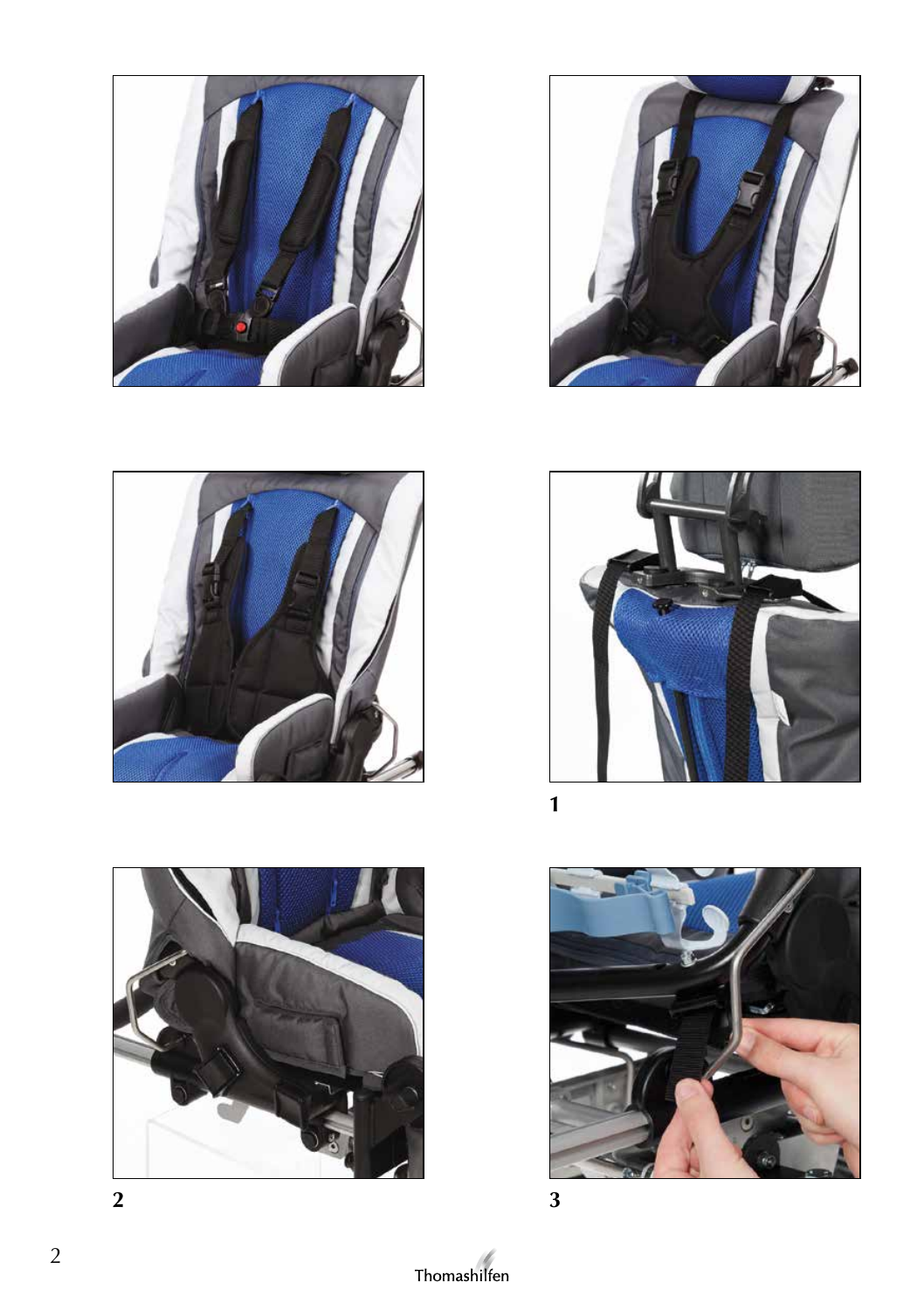1

2

3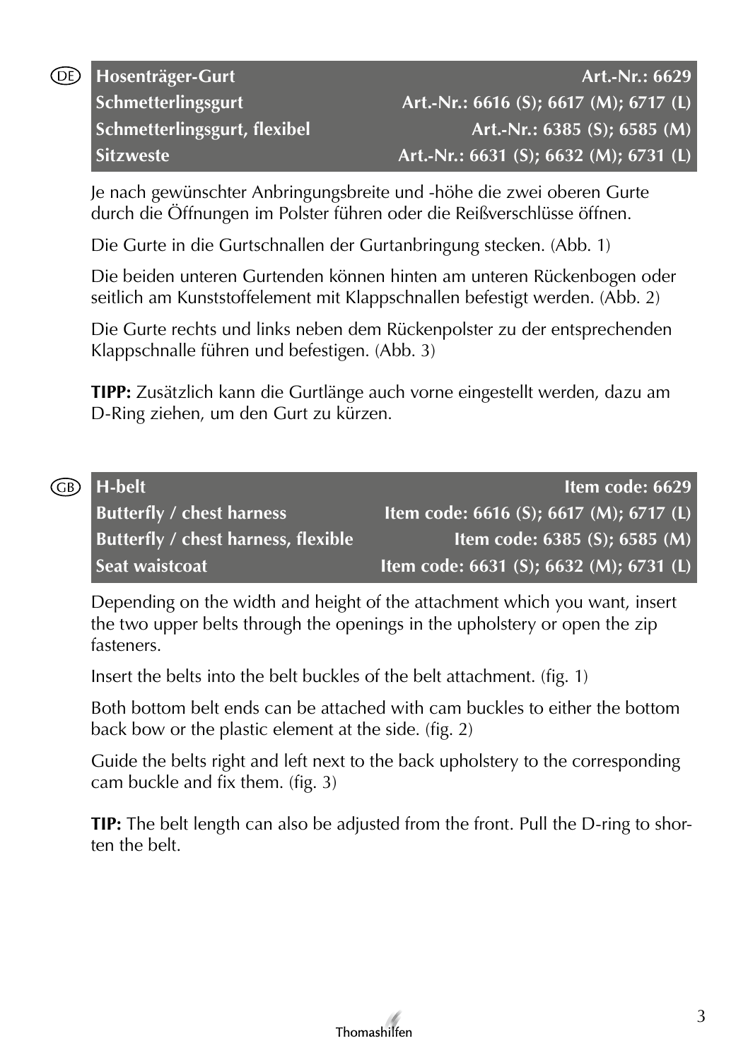DE

| Hosenträger-Gurt | Art.-Nr.: 6629 |
|---|---|
| Schmetterlingsgurt | Art.-Nr.: 6616 (S); 6617 (M); 6717 (L) |
| Schmetterlingsgurt, flexibel | Art.-Nr.: 6385 (S); 6585 (M) |
| Sitzweste | Art.-Nr.: 6631 (S); 6632 (M); 6731 (L) |

Je nach gewünschter Anbringungsbreite und -höhe die zwei oberen Gurte durch die Öffnungen im Polster führen oder die Reißverschlüsse öffnen.

Die Gurte in die Gurtschnallen der Gurtanbringung stecken. (Abb. 1)

Die beiden unteren Gurtenden können hinten am unteren Rückenbogen oder seitlich am Kunststoffelement mit Klappschnallen befestigt werden. (Abb. 2)

Die Gurte rechts und links neben dem Rückenpolster zu der entsprechenden Klappschnalle führen und befestigen. (Abb. 3)

**TIPP:** Zusätzlich kann die Gurtlänge auch vorne eingestellt werden, dazu am D-Ring ziehen, um den Gurt zu kürzen.

GB

| H-belt | Item code: 6629 |
|---|---|
| Butterfly / chest harness | Item code: 6616 (S); 6617 (M); 6717 (L) |
| Butterfly / chest harness, flexible | Item code: 6385 (S); 6585 (M) |
| Seat waistcoat | Item code: 6631 (S); 6632 (M); 6731 (L) |

Depending on the width and height of the attachment which you want, insert the two upper belts through the openings in the upholstery or open the zip fasteners.

Insert the belts into the belt buckles of the belt attachment. (fig. 1)

Both bottom belt ends can be attached with cam buckles to either the bottom back bow or the plastic element at the side. (fig. 2)

Guide the belts right and left next to the back upholstery to the corresponding cam buckle and fix them. (fig. 3)

**TIP:** The belt length can also be adjusted from the front. Pull the D-ring to shorten the belt.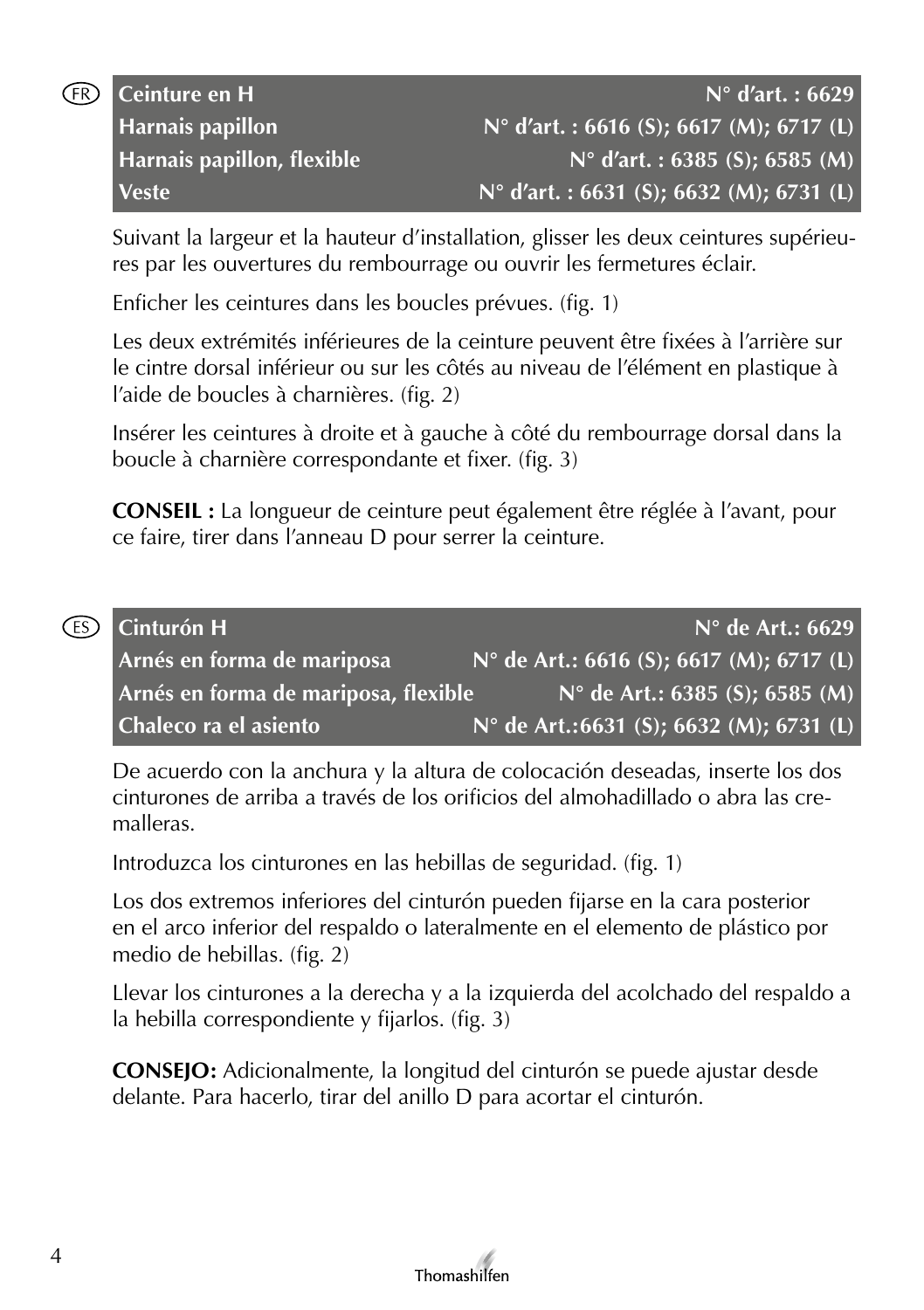FR

| Ceinture en H | N° d'art. : 6629 |
|---|---|
| Harnais papillon | N° d'art. : 6616 (S); 6617 (M); 6717 (L) |
| Harnais papillon, flexible | N° d'art. : 6385 (S); 6585 (M) |
| Veste | N° d'art. : 6631 (S); 6632 (M); 6731 (L) |

Suivant la largeur et la hauteur d'installation, glisser les deux ceintures supérieures par les ouvertures du rembourrage ou ouvrir les fermetures éclair.

Enficher les ceintures dans les boucles prévues. (fig. 1)

Les deux extrémités inférieures de la ceinture peuvent être fixées à l'arrière sur le cintre dorsal inférieur ou sur les côtés au niveau de l'élément en plastique à l'aide de boucles à charnières. (fig. 2)

Insérer les ceintures à droite et à gauche à côté du rembourrage dorsal dans la boucle à charnière correspondante et fixer. (fig. 3)

**CONSEIL :** La longueur de ceinture peut également être réglée à l'avant, pour ce faire, tirer dans l'anneau D pour serrer la ceinture.

ES

| Cinturón H | N° de Art.: 6629 |
|---|---|
| Arnés en forma de mariposa | N° de Art.: 6616 (S); 6617 (M); 6717 (L) |
| Arnés en forma de mariposa, flexible | N° de Art.: 6385 (S); 6585 (M) |
| Chaleco ra el asiento | N° de Art.:6631 (S); 6632 (M); 6731 (L) |

De acuerdo con la anchura y la altura de colocación deseadas, inserte los dos cinturones de arriba a través de los orificios del almohadillado o abra las cremalleras.

Introduzca los cinturones en las hebillas de seguridad. (fig. 1)

Los dos extremos inferiores del cinturón pueden fijarse en la cara posterior en el arco inferior del respaldo o lateralmente en el elemento de plástico por medio de hebillas. (fig. 2)

Llevar los cinturones a la derecha y a la izquierda del acolchado del respaldo a la hebilla correspondiente y fijarlos. (fig. 3)

**CONSEJO:** Adicionalmente, la longitud del cinturón se puede ajustar desde delante. Para hacerlo, tirar del anillo D para acortar el cinturón.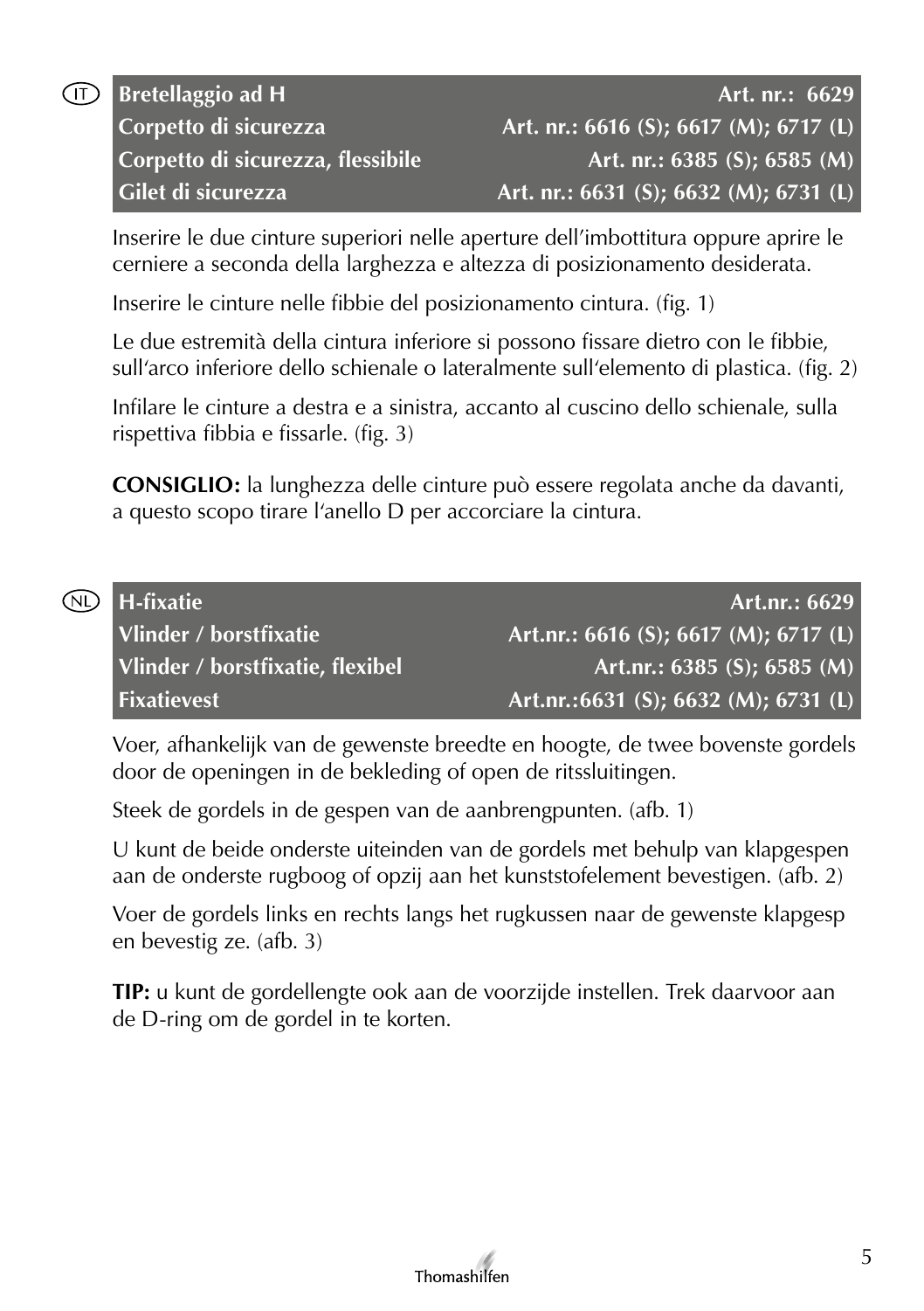IT

| Bretellaggio ad H | Art. nr.: 6629 |
|---|---|
| Corpetto di sicurezza | Art. nr.: 6616 (S); 6617 (M); 6717 (L) |
| Corpetto di sicurezza, flessibile | Art. nr.: 6385 (S); 6585 (M) |
| Gilet di sicurezza | Art. nr.: 6631 (S); 6632 (M); 6731 (L) |

Inserire le due cinture superiori nelle aperture dell'imbottitura oppure aprire le cerniere a seconda della larghezza e altezza di posizionamento desiderata.

Inserire le cinture nelle fibbie del posizionamento cintura. (fig. 1)

Le due estremità della cintura inferiore si possono fissare dietro con le fibbie, sull'arco inferiore dello schienale o lateralmente sull'elemento di plastica. (fig. 2)

Infilare le cinture a destra e a sinistra, accanto al cuscino dello schienale, sulla rispettiva fibbia e fissarle. (fig. 3)

**CONSIGLIO:** la lunghezza delle cinture può essere regolata anche da davanti, a questo scopo tirare l'anello D per accorciare la cintura.

NL

| H-fixatie | Art.nr.: 6629 |
|---|---|
| Vlinder / borstfixatie | Art.nr.: 6616 (S); 6617 (M); 6717 (L) |
| Vlinder / borstfixatie, flexibel | Art.nr.: 6385 (S); 6585 (M) |
| Fixatievest | Art.nr.:6631 (S); 6632 (M); 6731 (L) |

Voer, afhankelijk van de gewenste breedte en hoogte, de twee bovenste gordels door de openingen in de bekleding of open de ritssluitingen.

Steek de gordels in de gespen van de aanbrengpunten. (afb. 1)

U kunt de beide onderste uiteinden van de gordels met behulp van klapgespen aan de onderste rugboog of opzij aan het kunststofelement bevestigen. (afb. 2)

Voer de gordels links en rechts langs het rugkussen naar de gewenste klapgesp en bevestig ze. (afb. 3)

**TIP:** u kunt de gordellengte ook aan de voorzijde instellen. Trek daarvoor aan de D-ring om de gordel in te korten.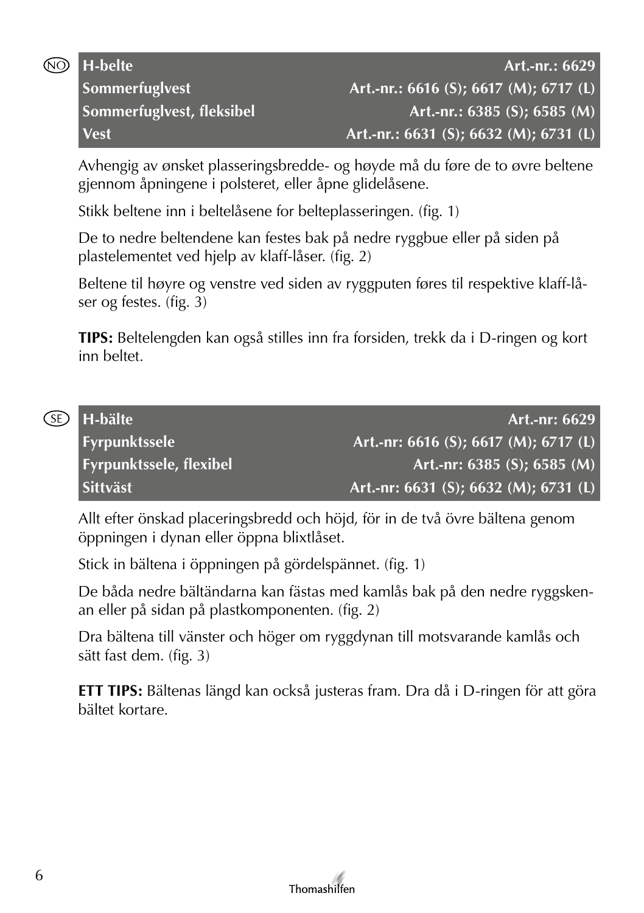NO

| H-belte | Art.-nr.: 6629 |
|---|---|
| Sommerfuglvest | Art.-nr.: 6616 (S); 6617 (M); 6717 (L) |
| Sommerfuglvest, fleksibel | Art.-nr.: 6385 (S); 6585 (M) |
| Vest | Art.-nr.: 6631 (S); 6632 (M); 6731 (L) |

Avhengig av ønsket plasseringsbredde- og høyde må du føre de to øvre beltene gjennom åpningene i polsteret, eller åpne glidelåsene.

Stikk beltene inn i beltelåsene for belteplasseringen. (fig. 1)

De to nedre beltendene kan festes bak på nedre ryggbue eller på siden på plastelementet ved hjelp av klaff-låser. (fig. 2)

Beltene til høyre og venstre ved siden av ryggputen føres til respektive klaff-låser og festes. (fig. 3)

**TIPS:** Beltelengden kan også stilles inn fra forsiden, trekk da i D-ringen og kort inn beltet.

SE

| H-bälte | Art.-nr: 6629 |
|---|---|
| Fyrpunktssele | Art.-nr: 6616 (S); 6617 (M); 6717 (L) |
| Fyrpunktssele, flexibel | Art.-nr: 6385 (S); 6585 (M) |
| Sittväst | Art.-nr: 6631 (S); 6632 (M); 6731 (L) |

Allt efter önskad placeringsbredd och höjd, för in de två övre bältena genom öppningen i dynan eller öppna blixtlåset.

Stick in bältena i öppningen på gördelspännet. (fig. 1)

De båda nedre bältändarna kan fästas med kamlås bak på den nedre ryggskenan eller på sidan på plastkomponenten. (fig. 2)

Dra bältena till vänster och höger om ryggdynan till motsvarande kamlås och sätt fast dem. (fig. 3)

**ETT TIPS:** Bältenas längd kan också justeras fram. Dra då i D-ringen för att göra bältet kortare.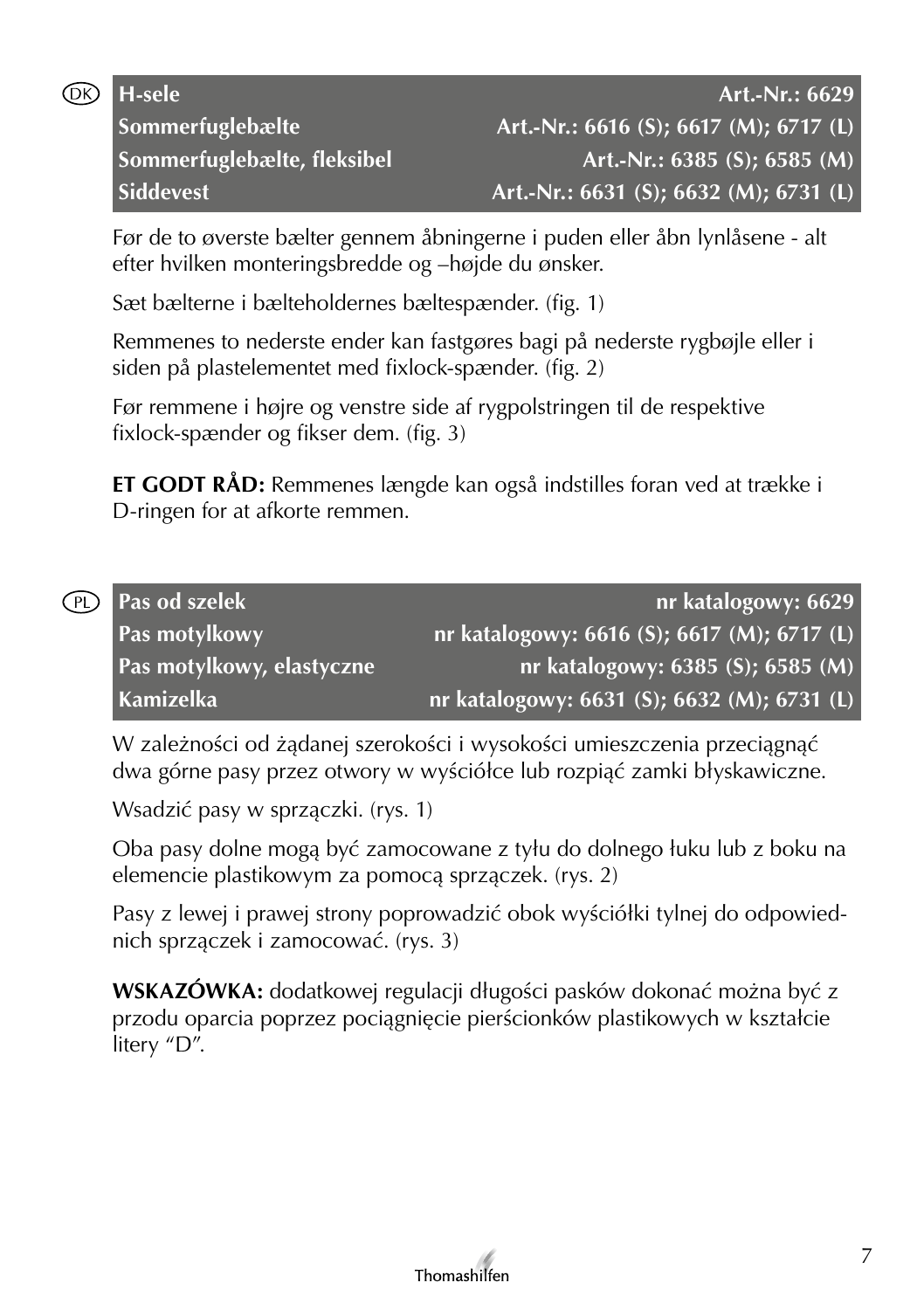DK

| H-sele | Art.-Nr.: 6629 |
|---|---|
| Sommerfuglebælte | Art.-Nr.: 6616 (S); 6617 (M); 6717 (L) |
| Sommerfuglebælte, fleksibel | Art.-Nr.: 6385 (S); 6585 (M) |
| Siddevest | Art.-Nr.: 6631 (S); 6632 (M); 6731 (L) |

Før de to øverste bælter gennem åbningerne i puden eller åbn lynlåsene - alt efter hvilken monteringsbredde og –højde du ønsker.

Sæt bælterne i bælteholdernes bæltespænder. (fig. 1)

Remmenes to nederste ender kan fastgøres bagi på nederste rygbøjle eller i siden på plastelementet med fixlock-spænder. (fig. 2)

Før remmene i højre og venstre side af rygpolstringen til de respektive fixlock-spænder og fikser dem. (fig. 3)

**ET GODT RÅD:** Remmenes længde kan også indstilles foran ved at trække i D-ringen for at afkorte remmen.

PL

| Pas od szelek | nr katalogowy: 6629 |
|---|---|
| Pas motylkowy | nr katalogowy: 6616 (S); 6617 (M); 6717 (L) |
| Pas motylkowy, elastyczne | nr katalogowy: 6385 (S); 6585 (M) |
| Kamizelka | nr katalogowy: 6631 (S); 6632 (M); 6731 (L) |

W zależności od żądanej szerokości i wysokości umieszczenia przeciągnąć dwa górne pasy przez otwory w wyściółce lub rozpiąć zamki błyskawiczne.

Wsadzić pasy w sprzączki. (rys. 1)

Oba pasy dolne mogą być zamocowane z tyłu do dolnego łuku lub z boku na elemencie plastikowym za pomocą sprzączek. (rys. 2)

Pasy z lewej i prawej strony poprowadzić obok wyściółki tylnej do odpowiednich sprzączek i zamocować. (rys. 3)

**WSKAZÓWKA:** dodatkowej regulacji długości pasków dokonać można być z przodu oparcia poprzez pociągnięcie pierścionków plastikowych w kształcie litery "D".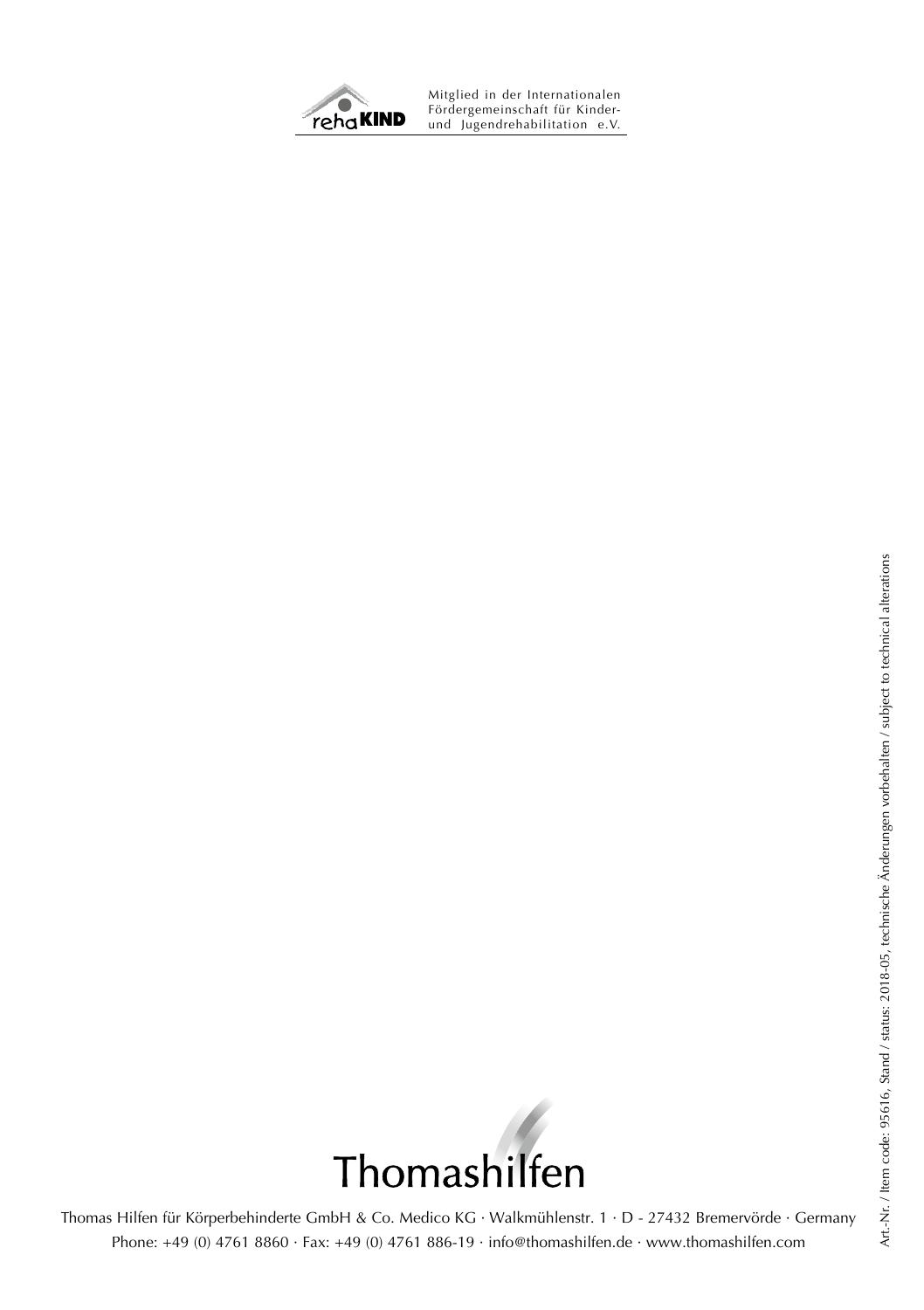rehaKIND

Mitglied in der Internationalen Fördergemeinschaft für Kinder- und Jugendrehabilitation e.V.

Thomashilfen

Thomas Hilfen für Körperbehinderte GmbH & Co. Medico KG · Walkmühlenstr. 1 · D - 27432 Bremervörde · Germany
Phone: +49 (0) 4761 8860 · Fax: +49 (0) 4761 886-19 · info@thomashilfen.de · www.thomashilfen.com

Art.-Nr. / Item code: 95616, Stand / status: 2018-05, technische Änderungen vorbehalten / subject to technical alterations